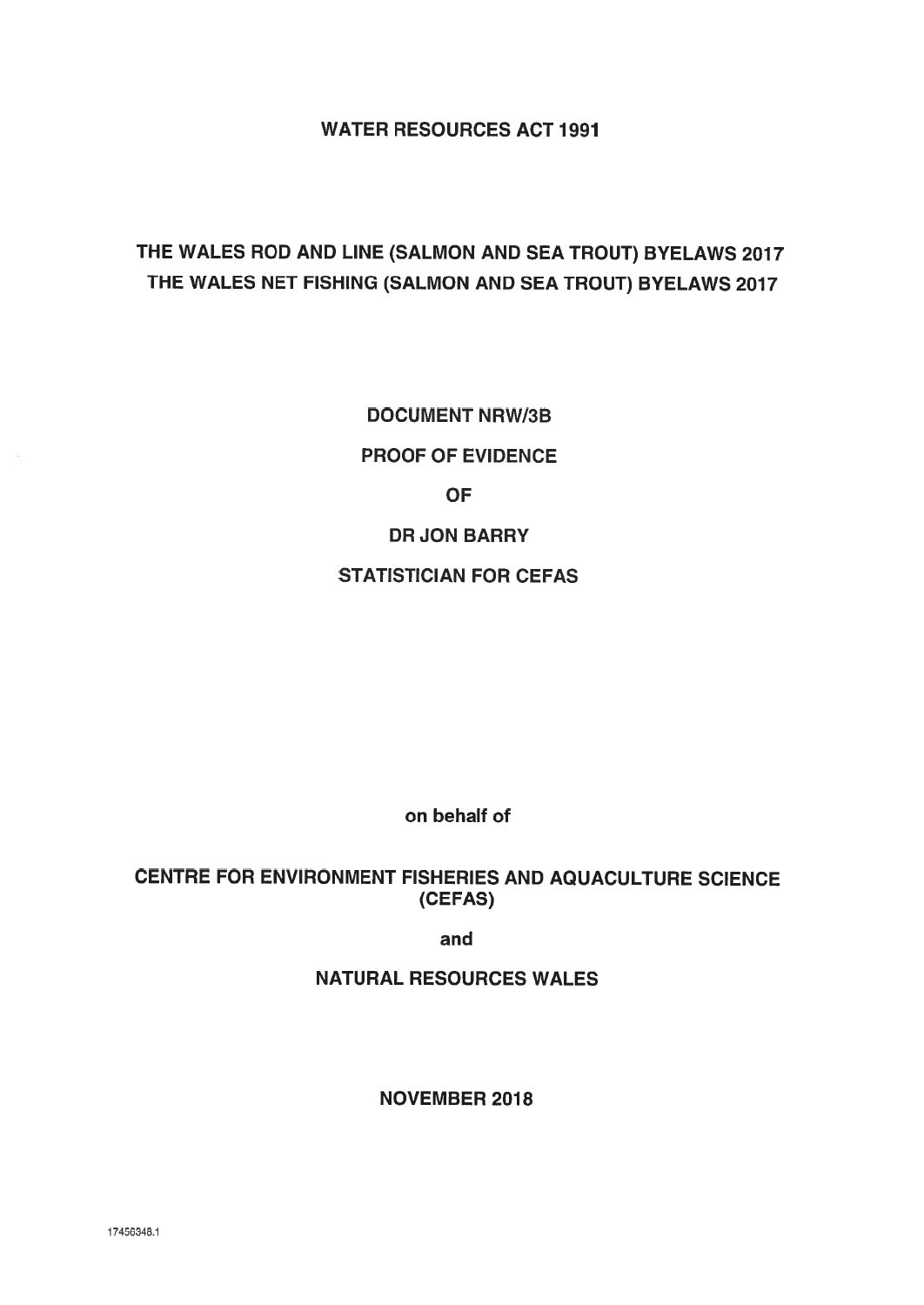# WATER RESOURCES ACT 1991

## THE WALES ROD AND LINE (SALMON AND SEA TROUT) BYELAWS 2017
## THE WALES NET FISHING (SALMON AND SEA TROUT) BYELAWS 2017

**DOCUMENT NRW/3B**

**PROOF OF EVIDENCE**

**OF**

**DR JON BARRY**

**STATISTICIAN FOR CEFAS**

**on behalf of**

**CENTRE FOR ENVIRONMENT FISHERIES AND AQUACULTURE SCIENCE (CEFAS)**

**and**

**NATURAL RESOURCES WALES**

**NOVEMBER 2018**

17456348.1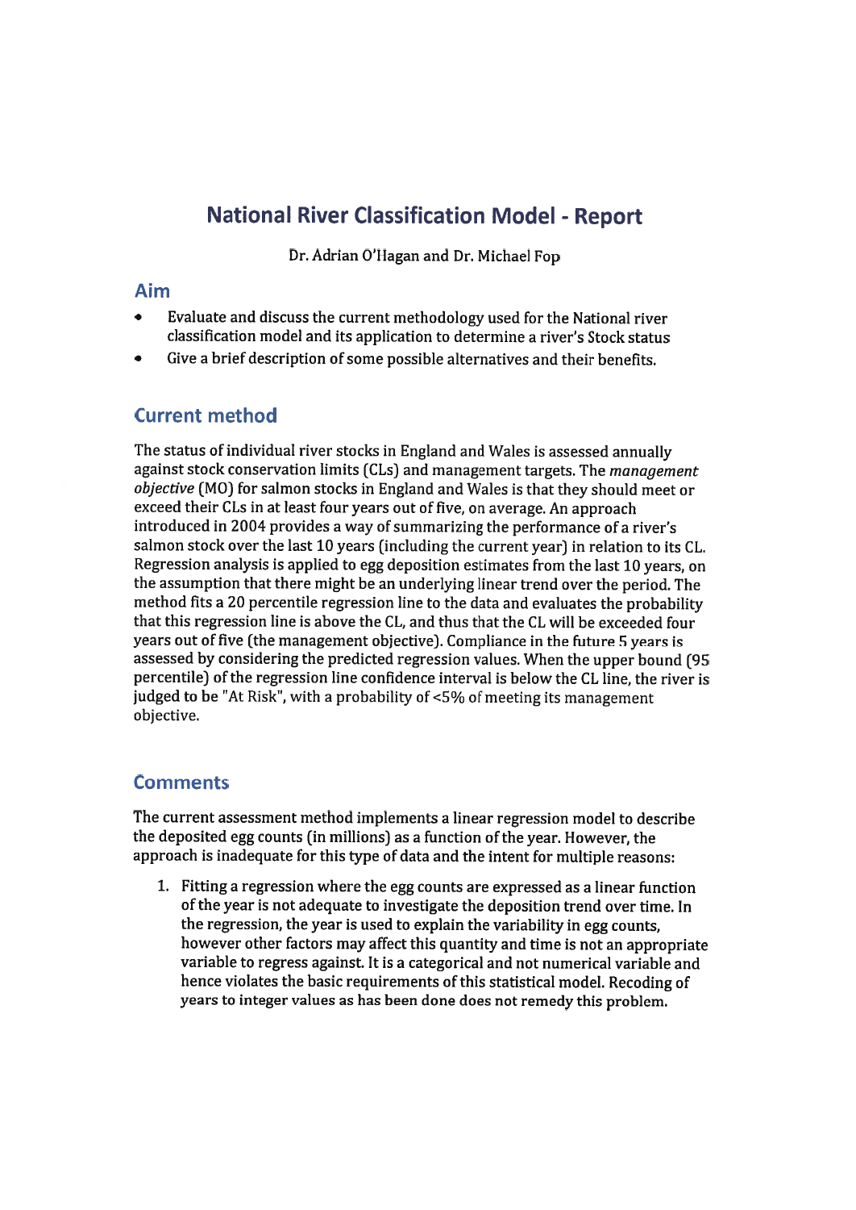# National River Classification Model - Report

Dr. Adrian O'Hagan and Dr. Michael Fop

## Aim

- Evaluate and discuss the current methodology used for the National river classification model and its application to determine a river's Stock status
- Give a brief description of some possible alternatives and their benefits.

## Current method

The status of individual river stocks in England and Wales is assessed annually against stock conservation limits (CLs) and management targets. The *management objective* (MO) for salmon stocks in England and Wales is that they should meet or exceed their CLs in at least four years out of five, on average. An approach introduced in 2004 provides a way of summarizing the performance of a river's salmon stock over the last 10 years (including the current year) in relation to its CL. Regression analysis is applied to egg deposition estimates from the last 10 years, on the assumption that there might be an underlying linear trend over the period. The method fits a 20 percentile regression line to the data and evaluates the probability that this regression line is above the CL, and thus that the CL will be exceeded four years out of five (the management objective). Compliance in the future 5 years is assessed by considering the predicted regression values. When the upper bound (95 percentile) of the regression line confidence interval is below the CL line, the river is judged to be "At Risk", with a probability of <5% of meeting its management objective.

## Comments

The current assessment method implements a linear regression model to describe the deposited egg counts (in millions) as a function of the year. However, the approach is inadequate for this type of data and the intent for multiple reasons:

1. Fitting a regression where the egg counts are expressed as a linear function of the year is not adequate to investigate the deposition trend over time. In the regression, the year is used to explain the variability in egg counts, however other factors may affect this quantity and time is not an appropriate variable to regress against. It is a categorical and not numerical variable and hence violates the basic requirements of this statistical model. Recoding of years to integer values as has been done does not remedy this problem.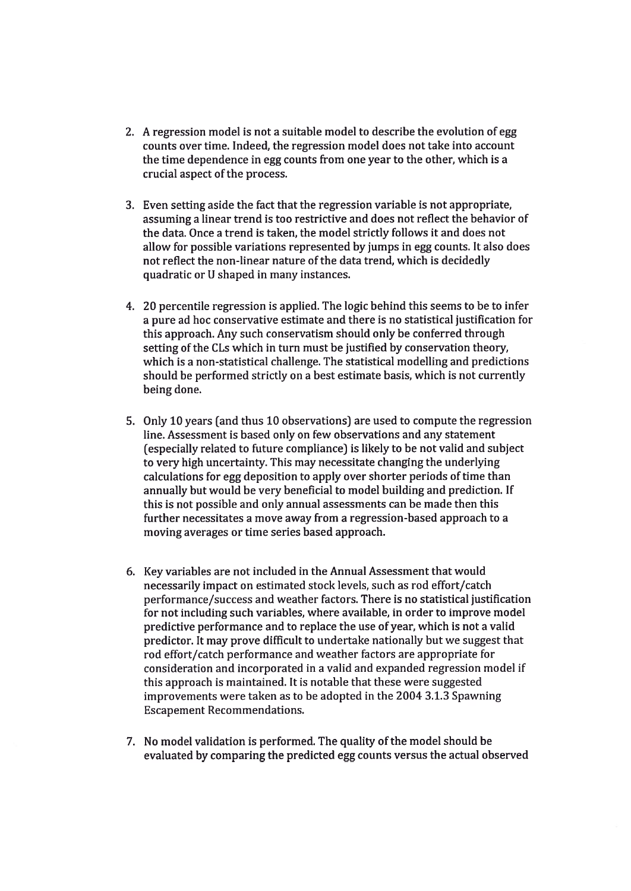2. A regression model is not a suitable model to describe the evolution of egg counts over time. Indeed, the regression model does not take into account the time dependence in egg counts from one year to the other, which is a crucial aspect of the process.

3. Even setting aside the fact that the regression variable is not appropriate, assuming a linear trend is too restrictive and does not reflect the behavior of the data. Once a trend is taken, the model strictly follows it and does not allow for possible variations represented by jumps in egg counts. It also does not reflect the non-linear nature of the data trend, which is decidedly quadratic or U shaped in many instances.

4. 20 percentile regression is applied. The logic behind this seems to be to infer a pure ad hoc conservative estimate and there is no statistical justification for this approach. Any such conservatism should only be conferred through setting of the CLs which in turn must be justified by conservation theory, which is a non-statistical challenge. The statistical modelling and predictions should be performed strictly on a best estimate basis, which is not currently being done.

5. Only 10 years (and thus 10 observations) are used to compute the regression line. Assessment is based only on few observations and any statement (especially related to future compliance) is likely to be not valid and subject to very high uncertainty. This may necessitate changing the underlying calculations for egg deposition to apply over shorter periods of time than annually but would be very beneficial to model building and prediction. If this is not possible and only annual assessments can be made then this further necessitates a move away from a regression-based approach to a moving averages or time series based approach.

6. Key variables are not included in the Annual Assessment that would necessarily impact on estimated stock levels, such as rod effort/catch performance/success and weather factors. There is no statistical justification for not including such variables, where available, in order to improve model predictive performance and to replace the use of year, which is not a valid predictor. It may prove difficult to undertake nationally but we suggest that rod effort/catch performance and weather factors are appropriate for consideration and incorporated in a valid and expanded regression model if this approach is maintained. It is notable that these were suggested improvements were taken as to be adopted in the 2004 3.1.3 Spawning Escapement Recommendations.

7. No model validation is performed. The quality of the model should be evaluated by comparing the predicted egg counts versus the actual observed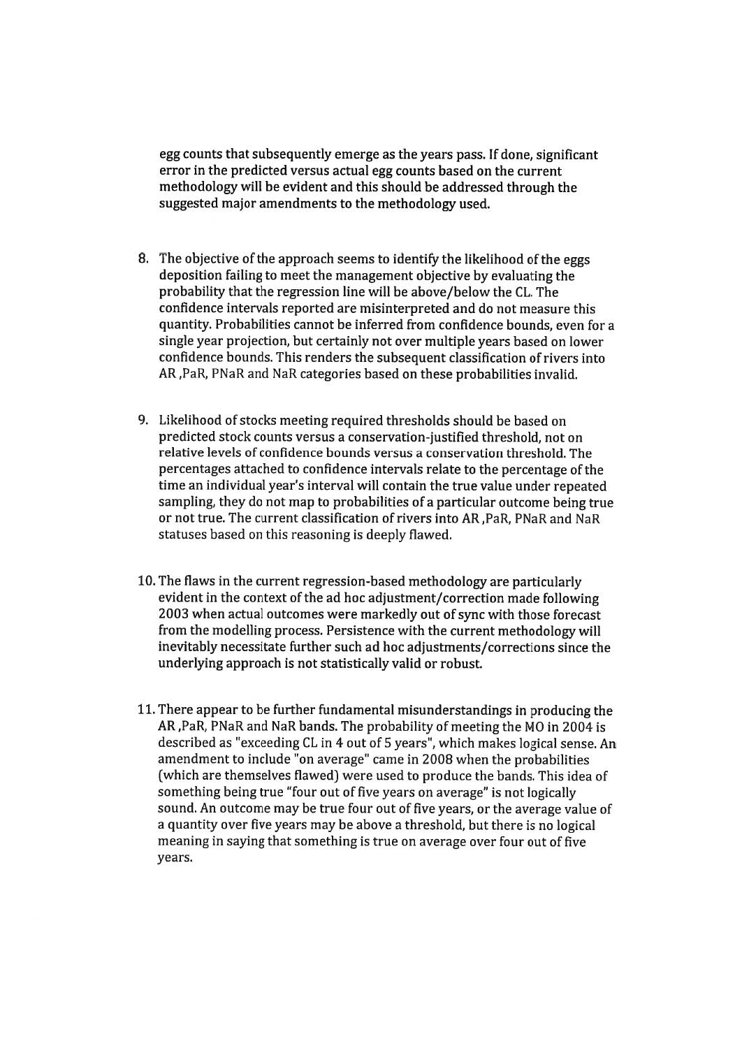egg counts that subsequently emerge as the years pass. If done, significant error in the predicted versus actual egg counts based on the current methodology will be evident and this should be addressed through the suggested major amendments to the methodology used.

8. The objective of the approach seems to identify the likelihood of the eggs deposition failing to meet the management objective by evaluating the probability that the regression line will be above/below the CL. The confidence intervals reported are misinterpreted and do not measure this quantity. Probabilities cannot be inferred from confidence bounds, even for a single year projection, but certainly not over multiple years based on lower confidence bounds. This renders the subsequent classification of rivers into AR ,PaR, PNaR and NaR categories based on these probabilities invalid.

9. Likelihood of stocks meeting required thresholds should be based on predicted stock counts versus a conservation-justified threshold, not on relative levels of confidence bounds versus a conservation threshold. The percentages attached to confidence intervals relate to the percentage of the time an individual year's interval will contain the true value under repeated sampling, they do not map to probabilities of a particular outcome being true or not true. The current classification of rivers into AR ,PaR, PNaR and NaR statuses based on this reasoning is deeply flawed.

10. The flaws in the current regression-based methodology are particularly evident in the context of the ad hoc adjustment/correction made following 2003 when actual outcomes were markedly out of sync with those forecast from the modelling process. Persistence with the current methodology will inevitably necessitate further such ad hoc adjustments/corrections since the underlying approach is not statistically valid or robust.

11. There appear to be further fundamental misunderstandings in producing the AR ,PaR, PNaR and NaR bands. The probability of meeting the MO in 2004 is described as "exceeding CL in 4 out of 5 years", which makes logical sense. An amendment to include "on average" came in 2008 when the probabilities (which are themselves flawed) were used to produce the bands. This idea of something being true "four out of five years on average" is not logically sound. An outcome may be true four out of five years, or the average value of a quantity over five years may be above a threshold, but there is no logical meaning in saying that something is true on average over four out of five years.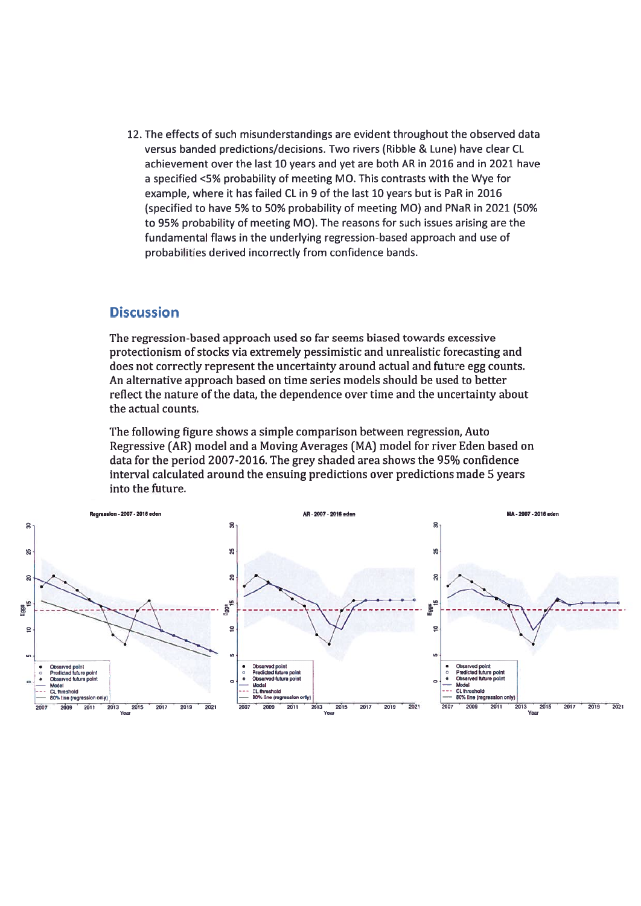12. The effects of such misunderstandings are evident throughout the observed data versus banded predictions/decisions. Two rivers (Ribble & Lune) have clear CL achievement over the last 10 years and yet are both AR in 2016 and in 2021 have a specified <5% probability of meeting MO. This contrasts with the Wye for example, where it has failed CL in 9 of the last 10 years but is PaR in 2016 (specified to have 5% to 50% probability of meeting MO) and PNaR in 2021 (50% to 95% probability of meeting MO). The reasons for such issues arising are the fundamental flaws in the underlying regression-based approach and use of probabilities derived incorrectly from confidence bands.

## Discussion

The regression-based approach used so far seems biased towards excessive protectionism of stocks via extremely pessimistic and unrealistic forecasting and does not correctly represent the uncertainty around actual and future egg counts. An alternative approach based on time series models should be used to better reflect the nature of the data, the dependence over time and the uncertainty about the actual counts.

The following figure shows a simple comparison between regression, Auto Regressive (AR) model and a Moving Averages (MA) model for river Eden based on data for the period 2007-2016. The grey shaded area shows the 95% confidence interval calculated around the ensuing predictions over predictions made 5 years into the future.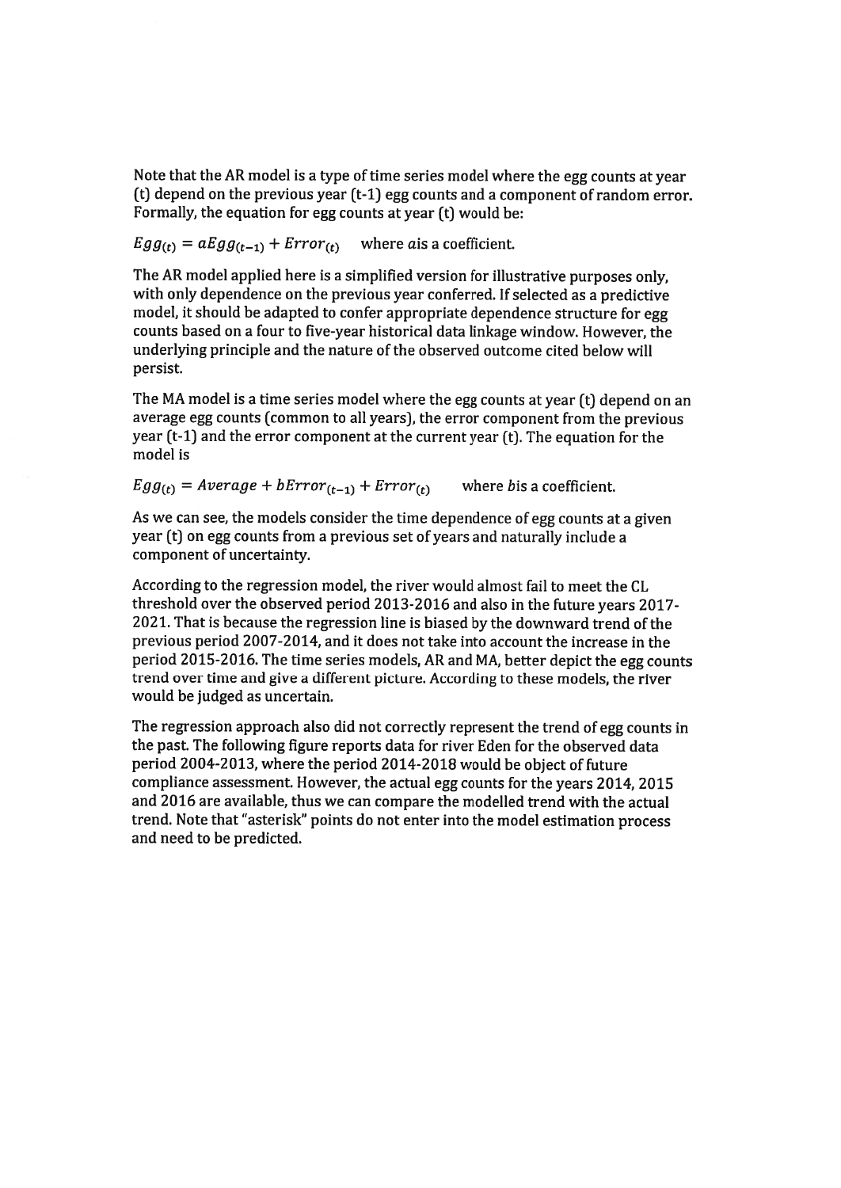Note that the AR model is a type of time series model where the egg counts at year (t) depend on the previous year (t-1) egg counts and a component of random error. Formally, the equation for egg counts at year (t) would be:

$Egg_{(t)} = aEgg_{(t-1)} + Error_{(t)}$ where $a$is a coefficient.

The AR model applied here is a simplified version for illustrative purposes only, with only dependence on the previous year conferred. If selected as a predictive model, it should be adapted to confer appropriate dependence structure for egg counts based on a four to five-year historical data linkage window. However, the underlying principle and the nature of the observed outcome cited below will persist.

The MA model is a time series model where the egg counts at year (t) depend on an average egg counts (common to all years), the error component from the previous year (t-1) and the error component at the current year (t). The equation for the model is

$Egg_{(t)} = Average + bError_{(t-1)} + Error_{(t)}$ where $b$is a coefficient.

As we can see, the models consider the time dependence of egg counts at a given year (t) on egg counts from a previous set of years and naturally include a component of uncertainty.

According to the regression model, the river would almost fail to meet the CL threshold over the observed period 2013-2016 and also in the future years 2017-2021. That is because the regression line is biased by the downward trend of the previous period 2007-2014, and it does not take into account the increase in the period 2015-2016. The time series models, AR and MA, better depict the egg counts trend over time and give a different picture. According to these models, the river would be judged as uncertain.

The regression approach also did not correctly represent the trend of egg counts in the past. The following figure reports data for river Eden for the observed data period 2004-2013, where the period 2014-2018 would be object of future compliance assessment. However, the actual egg counts for the years 2014, 2015 and 2016 are available, thus we can compare the modelled trend with the actual trend. Note that "asterisk" points do not enter into the model estimation process and need to be predicted.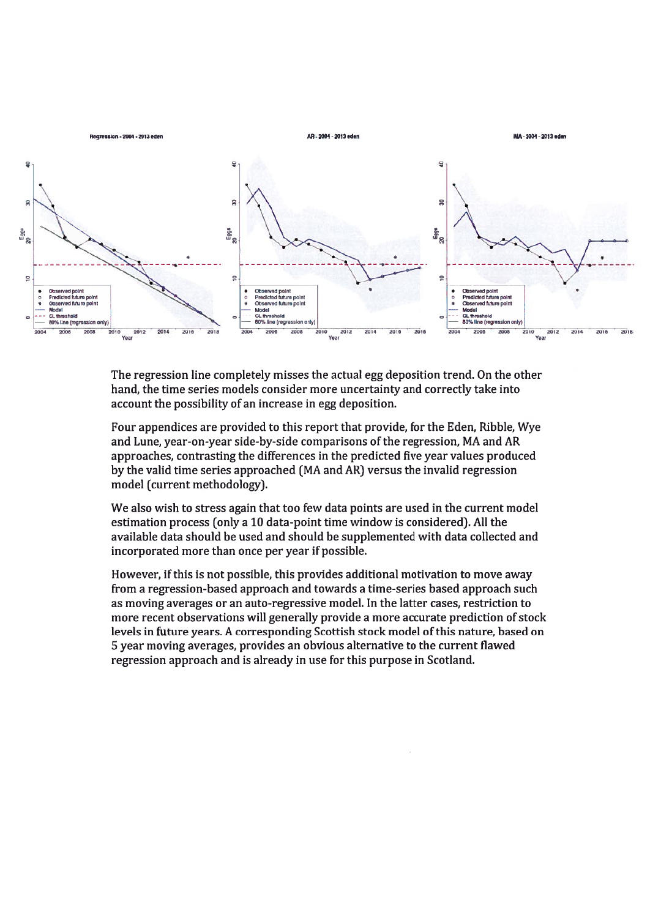The regression line completely misses the actual egg deposition trend. On the other hand, the time series models consider more uncertainty and correctly take into account the possibility of an increase in egg deposition.

Four appendices are provided to this report that provide, for the Eden, Ribble, Wye and Lune, year-on-year side-by-side comparisons of the regression, MA and AR approaches, contrasting the differences in the predicted five year values produced by the valid time series approached (MA and AR) versus the invalid regression model (current methodology).

We also wish to stress again that too few data points are used in the current model estimation process (only a 10 data-point time window is considered). All the available data should be used and should be supplemented with data collected and incorporated more than once per year if possible.

However, if this is not possible, this provides additional motivation to move away from a regression-based approach and towards a time-series based approach such as moving averages or an auto-regressive model. In the latter cases, restriction to more recent observations will generally provide a more accurate prediction of stock levels in future years. A corresponding Scottish stock model of this nature, based on 5 year moving averages, provides an obvious alternative to the current flawed regression approach and is already in use for this purpose in Scotland.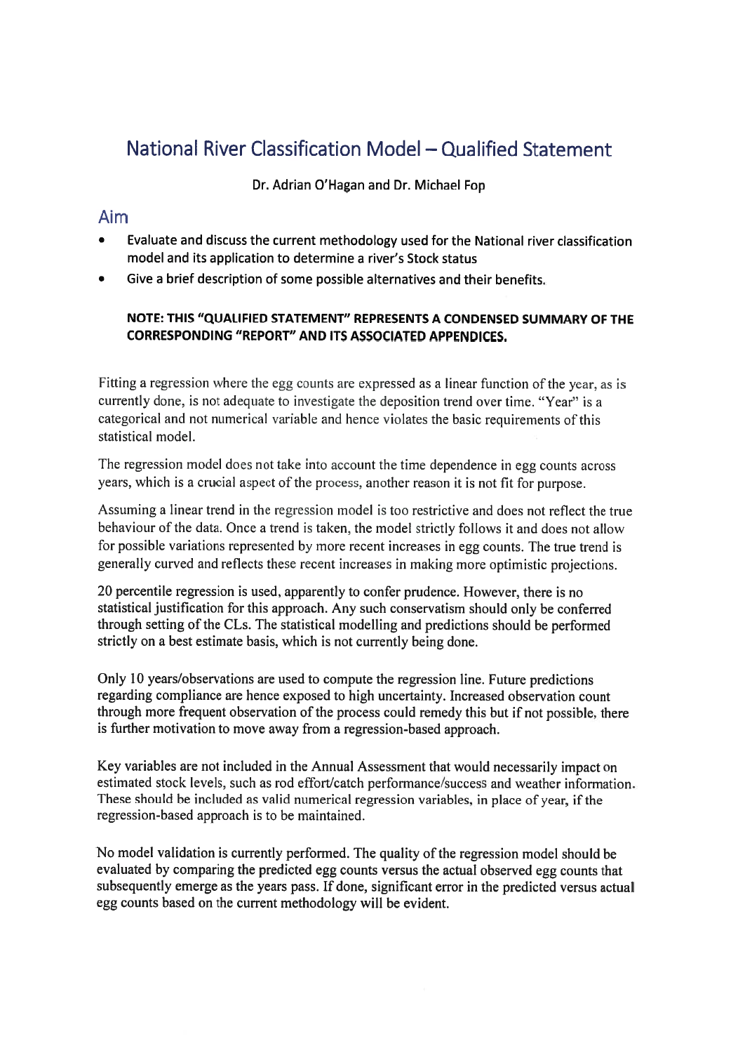# National River Classification Model – Qualified Statement

Dr. Adrian O'Hagan and Dr. Michael Fop

## Aim

- **Evaluate and discuss the current methodology used for the National river classification model and its application to determine a river's Stock status**
- **Give a brief description of some possible alternatives and their benefits.**

**NOTE: THIS "QUALIFIED STATEMENT" REPRESENTS A CONDENSED SUMMARY OF THE CORRESPONDING "REPORT" AND ITS ASSOCIATED APPENDICES.**

Fitting a regression where the egg counts are expressed as a linear function of the year, as is currently done, is not adequate to investigate the deposition trend over time. "Year" is a categorical and not numerical variable and hence violates the basic requirements of this statistical model.

The regression model does not take into account the time dependence in egg counts across years, which is a crucial aspect of the process, another reason it is not fit for purpose.

Assuming a linear trend in the regression model is too restrictive and does not reflect the true behaviour of the data. Once a trend is taken, the model strictly follows it and does not allow for possible variations represented by more recent increases in egg counts. The true trend is generally curved and reflects these recent increases in making more optimistic projections.

20 percentile regression is used, apparently to confer prudence. However, there is no statistical justification for this approach. Any such conservatism should only be conferred through setting of the CLs. The statistical modelling and predictions should be performed strictly on a best estimate basis, which is not currently being done.

Only 10 years/observations are used to compute the regression line. Future predictions regarding compliance are hence exposed to high uncertainty. Increased observation count through more frequent observation of the process could remedy this but if not possible, there is further motivation to move away from a regression-based approach.

Key variables are not included in the Annual Assessment that would necessarily impact on estimated stock levels, such as rod effort/catch performance/success and weather information. These should be included as valid numerical regression variables, in place of year, if the regression-based approach is to be maintained.

No model validation is currently performed. The quality of the regression model should be evaluated by comparing the predicted egg counts versus the actual observed egg counts that subsequently emerge as the years pass. If done, significant error in the predicted versus actual egg counts based on the current methodology will be evident.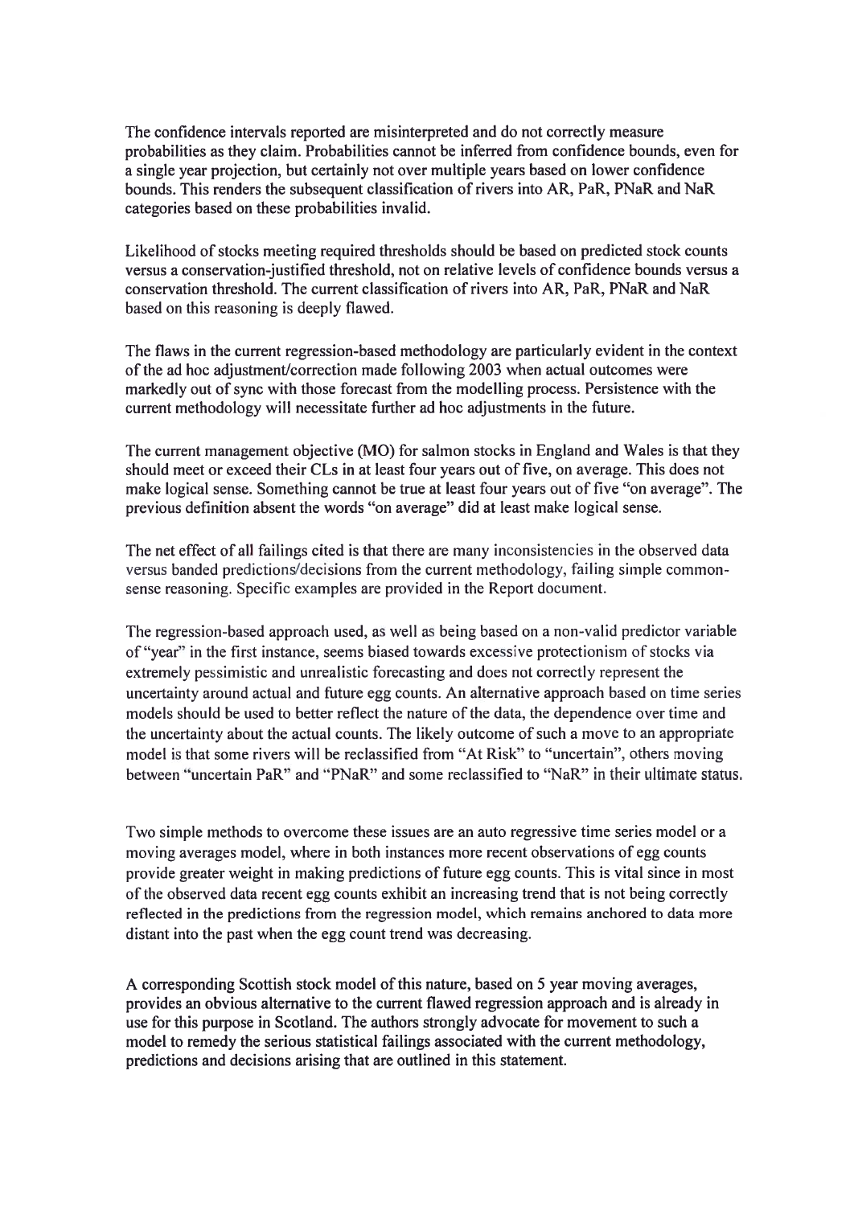The confidence intervals reported are misinterpreted and do not correctly measure probabilities as they claim. Probabilities cannot be inferred from confidence bounds, even for a single year projection, but certainly not over multiple years based on lower confidence bounds. This renders the subsequent classification of rivers into AR, PaR, PNaR and NaR categories based on these probabilities invalid.

Likelihood of stocks meeting required thresholds should be based on predicted stock counts versus a conservation-justified threshold, not on relative levels of confidence bounds versus a conservation threshold. The current classification of rivers into AR, PaR, PNaR and NaR based on this reasoning is deeply flawed.

The flaws in the current regression-based methodology are particularly evident in the context of the ad hoc adjustment/correction made following 2003 when actual outcomes were markedly out of sync with those forecast from the modelling process. Persistence with the current methodology will necessitate further ad hoc adjustments in the future.

The current management objective (MO) for salmon stocks in England and Wales is that they should meet or exceed their CLs in at least four years out of five, on average. This does not make logical sense. Something cannot be true at least four years out of five "on average". The previous definition absent the words "on average" did at least make logical sense.

The net effect of all failings cited is that there are many inconsistencies in the observed data versus banded predictions/decisions from the current methodology, failing simple common-sense reasoning. Specific examples are provided in the Report document.

The regression-based approach used, as well as being based on a non-valid predictor variable of "year" in the first instance, seems biased towards excessive protectionism of stocks via extremely pessimistic and unrealistic forecasting and does not correctly represent the uncertainty around actual and future egg counts. An alternative approach based on time series models should be used to better reflect the nature of the data, the dependence over time and the uncertainty about the actual counts. The likely outcome of such a move to an appropriate model is that some rivers will be reclassified from "At Risk" to "uncertain", others moving between "uncertain PaR" and "PNaR" and some reclassified to "NaR" in their ultimate status.

Two simple methods to overcome these issues are an auto regressive time series model or a moving averages model, where in both instances more recent observations of egg counts provide greater weight in making predictions of future egg counts. This is vital since in most of the observed data recent egg counts exhibit an increasing trend that is not being correctly reflected in the predictions from the regression model, which remains anchored to data more distant into the past when the egg count trend was decreasing.

A corresponding Scottish stock model of this nature, based on 5 year moving averages, provides an obvious alternative to the current flawed regression approach and is already in use for this purpose in Scotland. The authors strongly advocate for movement to such a model to remedy the serious statistical failings associated with the current methodology, predictions and decisions arising that are outlined in this statement.